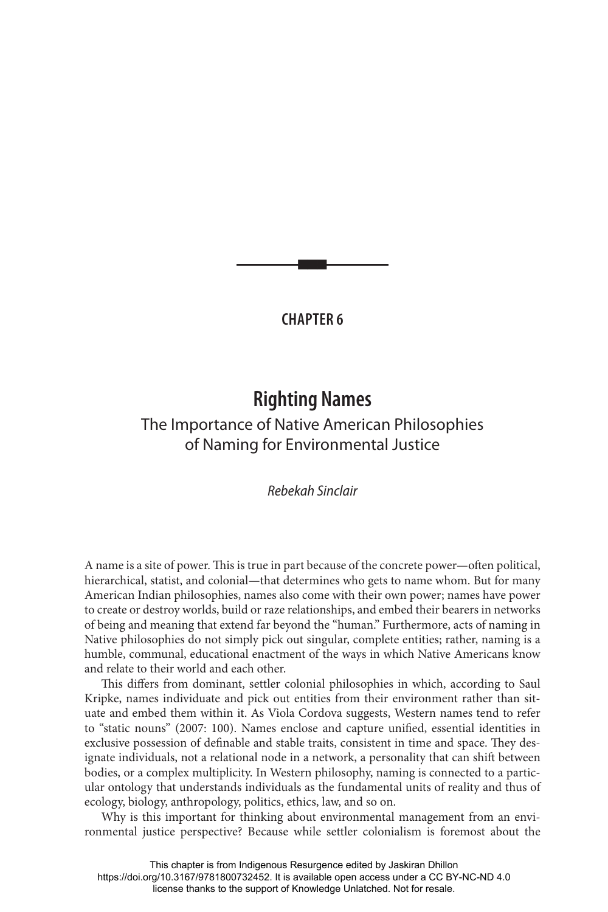CHAPTER 6

# Righting Names

## The Importance of Native American Philosophies of Naming for Environmental Justice

*Rebekah Sinclair*

A name is a site of power. This is true in part because of the concrete power—often political, hierarchical, statist, and colonial—that determines who gets to name whom. But for many American Indian philosophies, names also come with their own power; names have power to create or destroy worlds, build or raze relationships, and embed their bearers in networks of being and meaning that extend far beyond the "human." Furthermore, acts of naming in Native philosophies do not simply pick out singular, complete entities; rather, naming is a humble, communal, educational enactment of the ways in which Native Americans know and relate to their world and each other.

This differs from dominant, settler colonial philosophies in which, according to Saul Kripke, names individuate and pick out entities from their environment rather than situate and embed them within it. As Viola Cordova suggests, Western names tend to refer to "static nouns" (2007: 100). Names enclose and capture unified, essential identities in exclusive possession of definable and stable traits, consistent in time and space. They designate individuals, not a relational node in a network, a personality that can shift between bodies, or a complex multiplicity. In Western philosophy, naming is connected to a particular ontology that understands individuals as the fundamental units of reality and thus of ecology, biology, anthropology, politics, ethics, law, and so on.

Why is this important for thinking about environmental management from an environmental justice perspective? Because while settler colonialism is foremost about the

This chapter is from Indigenous Resurgence edited by Jaskiran Dhillon
https://doi.org/10.3167/9781800732452. It is available open access under a CC BY-NC-ND 4.0 license thanks to the support of Knowledge Unlatched. Not for resale.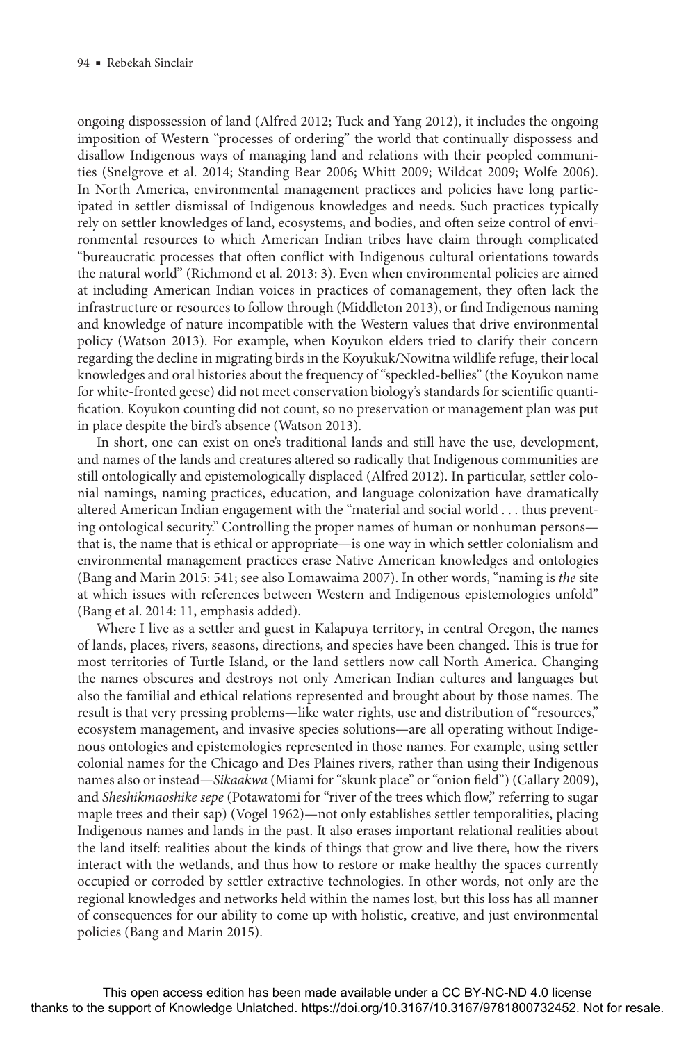ongoing dispossession of land (Alfred 2012; Tuck and Yang 2012), it includes the ongoing imposition of Western "processes of ordering" the world that continually dispossess and disallow Indigenous ways of managing land and relations with their peopled communities (Snelgrove et al. 2014; Standing Bear 2006; Whitt 2009; Wildcat 2009; Wolfe 2006). In North America, environmental management practices and policies have long participated in settler dismissal of Indigenous knowledges and needs. Such practices typically rely on settler knowledges of land, ecosystems, and bodies, and often seize control of environmental resources to which American Indian tribes have claim through complicated "bureaucratic processes that often conflict with Indigenous cultural orientations towards the natural world" (Richmond et al. 2013: 3). Even when environmental policies are aimed at including American Indian voices in practices of comanagement, they often lack the infrastructure or resources to follow through (Middleton 2013), or find Indigenous naming and knowledge of nature incompatible with the Western values that drive environmental policy (Watson 2013). For example, when Koyukon elders tried to clarify their concern regarding the decline in migrating birds in the Koyukuk/Nowitna wildlife refuge, their local knowledges and oral histories about the frequency of "speckled-bellies" (the Koyukon name for white-fronted geese) did not meet conservation biology's standards for scientific quantification. Koyukon counting did not count, so no preservation or management plan was put in place despite the bird's absence (Watson 2013).

In short, one can exist on one's traditional lands and still have the use, development, and names of the lands and creatures altered so radically that Indigenous communities are still ontologically and epistemologically displaced (Alfred 2012). In particular, settler colonial namings, naming practices, education, and language colonization have dramatically altered American Indian engagement with the "material and social world . . . thus preventing ontological security." Controlling the proper names of human or nonhuman persons—that is, the name that is ethical or appropriate—is one way in which settler colonialism and environmental management practices erase Native American knowledges and ontologies (Bang and Marin 2015: 541; see also Lomawaima 2007). In other words, "naming is *the* site at which issues with references between Western and Indigenous epistemologies unfold" (Bang et al. 2014: 11, emphasis added).

Where I live as a settler and guest in Kalapuya territory, in central Oregon, the names of lands, places, rivers, seasons, directions, and species have been changed. This is true for most territories of Turtle Island, or the land settlers now call North America. Changing the names obscures and destroys not only American Indian cultures and languages but also the familial and ethical relations represented and brought about by those names. The result is that very pressing problems—like water rights, use and distribution of "resources," ecosystem management, and invasive species solutions—are all operating without Indigenous ontologies and epistemologies represented in those names. For example, using settler colonial names for the Chicago and Des Plaines rivers, rather than using their Indigenous names also or instead—*Sikaakwa* (Miami for "skunk place" or "onion field") (Callary 2009), and *Sheshikmaoshike sepe* (Potawatomi for "river of the trees which flow," referring to sugar maple trees and their sap) (Vogel 1962)—not only establishes settler temporalities, placing Indigenous names and lands in the past. It also erases important relational realities about the land itself: realities about the kinds of things that grow and live there, how the rivers interact with the wetlands, and thus how to restore or make healthy the spaces currently occupied or corroded by settler extractive technologies. In other words, not only are the regional knowledges and networks held within the names lost, but this loss has all manner of consequences for our ability to come up with holistic, creative, and just environmental policies (Bang and Marin 2015).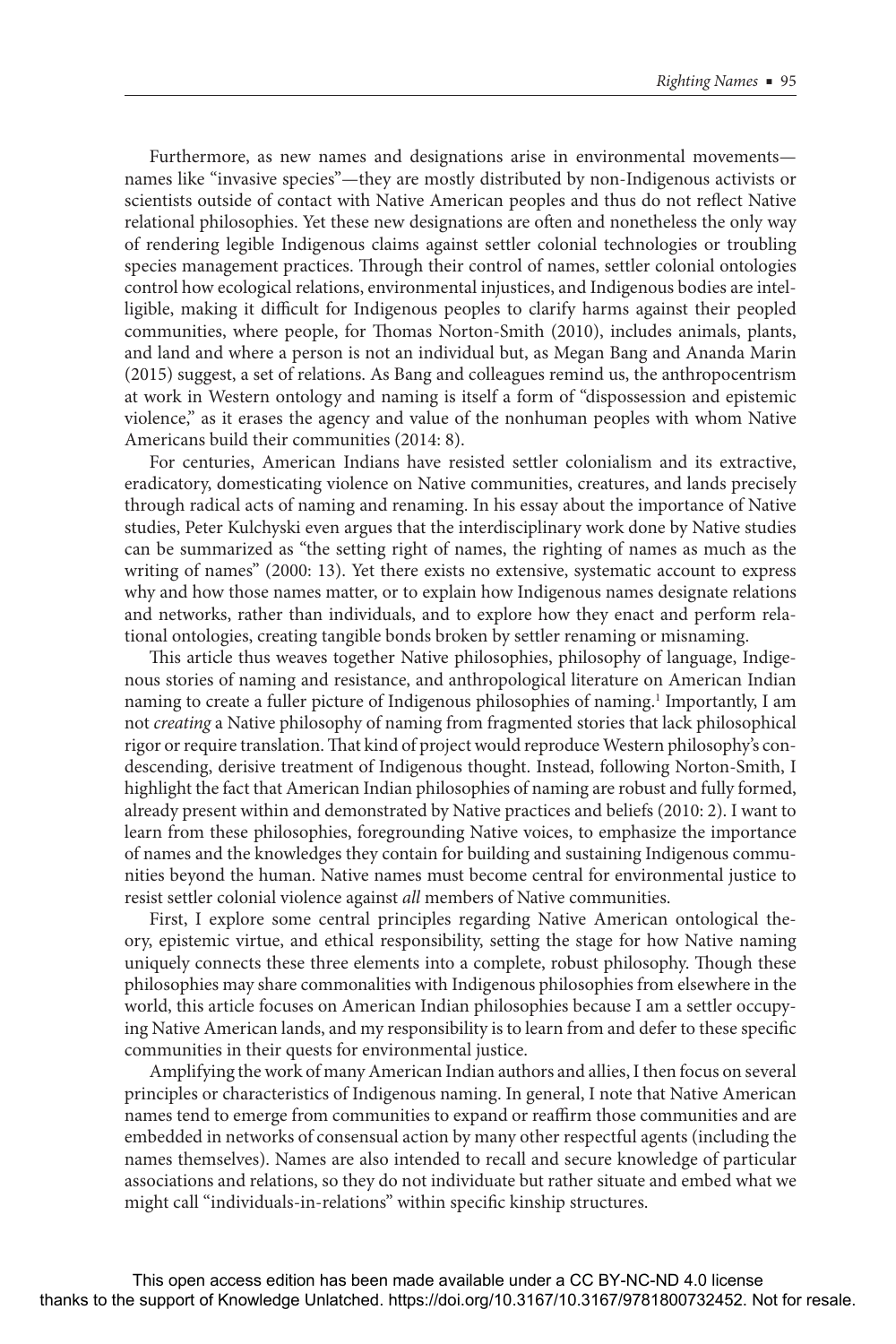Furthermore, as new names and designations arise in environmental movements—names like "invasive species"—they are mostly distributed by non-Indigenous activists or scientists outside of contact with Native American peoples and thus do not reflect Native relational philosophies. Yet these new designations are often and nonetheless the only way of rendering legible Indigenous claims against settler colonial technologies or troubling species management practices. Through their control of names, settler colonial ontologies control how ecological relations, environmental injustices, and Indigenous bodies are intelligible, making it difficult for Indigenous peoples to clarify harms against their peopled communities, where people, for Thomas Norton-Smith (2010), includes animals, plants, and land and where a person is not an individual but, as Megan Bang and Ananda Marin (2015) suggest, a set of relations. As Bang and colleagues remind us, the anthropocentrism at work in Western ontology and naming is itself a form of "dispossession and epistemic violence," as it erases the agency and value of the nonhuman peoples with whom Native Americans build their communities (2014: 8).

For centuries, American Indians have resisted settler colonialism and its extractive, eradicatory, domesticating violence on Native communities, creatures, and lands precisely through radical acts of naming and renaming. In his essay about the importance of Native studies, Peter Kulchyski even argues that the interdisciplinary work done by Native studies can be summarized as "the setting right of names, the righting of names as much as the writing of names" (2000: 13). Yet there exists no extensive, systematic account to express why and how those names matter, or to explain how Indigenous names designate relations and networks, rather than individuals, and to explore how they enact and perform relational ontologies, creating tangible bonds broken by settler renaming or misnaming.

This article thus weaves together Native philosophies, philosophy of language, Indigenous stories of naming and resistance, and anthropological literature on American Indian naming to create a fuller picture of Indigenous philosophies of naming.[1] Importantly, I am not *creating* a Native philosophy of naming from fragmented stories that lack philosophical rigor or require translation. That kind of project would reproduce Western philosophy's condescending, derisive treatment of Indigenous thought. Instead, following Norton-Smith, I highlight the fact that American Indian philosophies of naming are robust and fully formed, already present within and demonstrated by Native practices and beliefs (2010: 2). I want to learn from these philosophies, foregrounding Native voices, to emphasize the importance of names and the knowledges they contain for building and sustaining Indigenous communities beyond the human. Native names must become central for environmental justice to resist settler colonial violence against *all* members of Native communities.

First, I explore some central principles regarding Native American ontological theory, epistemic virtue, and ethical responsibility, setting the stage for how Native naming uniquely connects these three elements into a complete, robust philosophy. Though these philosophies may share commonalities with Indigenous philosophies from elsewhere in the world, this article focuses on American Indian philosophies because I am a settler occupying Native American lands, and my responsibility is to learn from and defer to these specific communities in their quests for environmental justice.

Amplifying the work of many American Indian authors and allies, I then focus on several principles or characteristics of Indigenous naming. In general, I note that Native American names tend to emerge from communities to expand or reaffirm those communities and are embedded in networks of consensual action by many other respectful agents (including the names themselves). Names are also intended to recall and secure knowledge of particular associations and relations, so they do not individuate but rather situate and embed what we might call "individuals-in-relations" within specific kinship structures.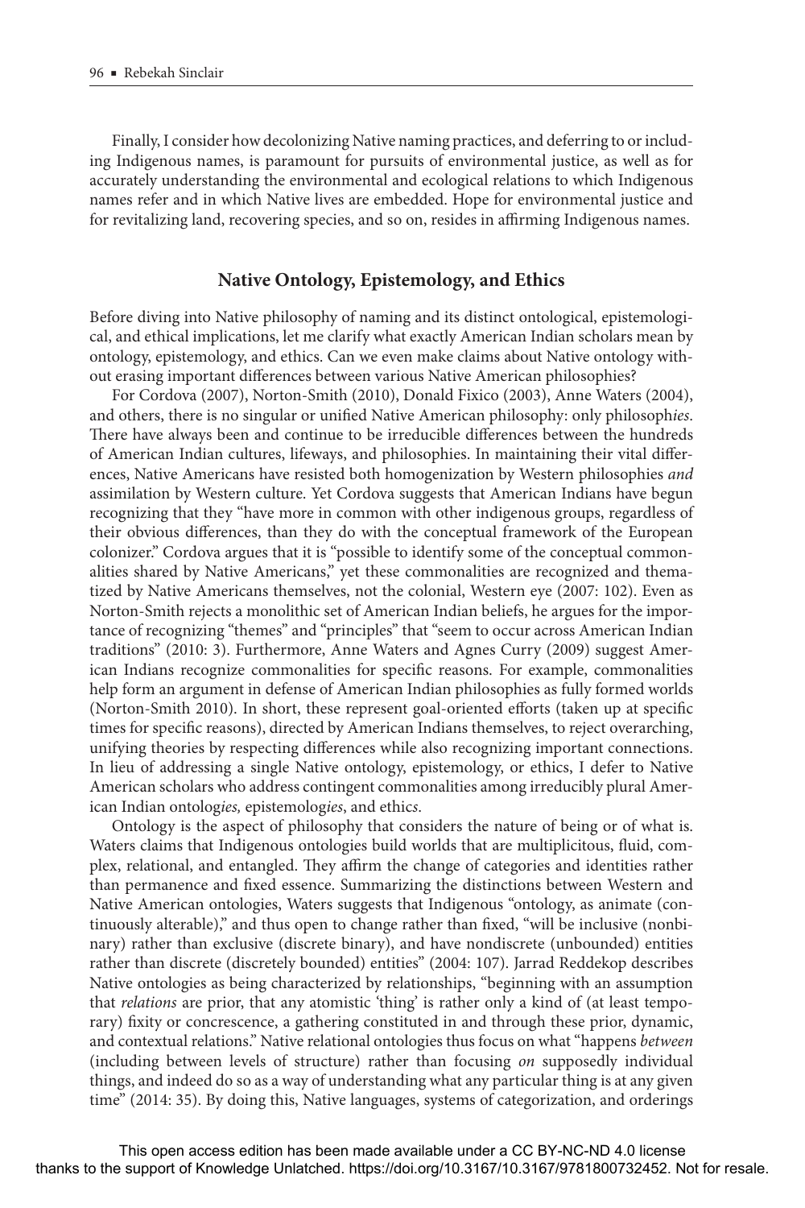Finally, I consider how decolonizing Native naming practices, and deferring to or including Indigenous names, is paramount for pursuits of environmental justice, as well as for accurately understanding the environmental and ecological relations to which Indigenous names refer and in which Native lives are embedded. Hope for environmental justice and for revitalizing land, recovering species, and so on, resides in affirming Indigenous names.

## Native Ontology, Epistemology, and Ethics

Before diving into Native philosophy of naming and its distinct ontological, epistemological, and ethical implications, let me clarify what exactly American Indian scholars mean by ontology, epistemology, and ethics. Can we even make claims about Native ontology without erasing important differences between various Native American philosophies?

For Cordova (2007), Norton-Smith (2010), Donald Fixico (2003), Anne Waters (2004), and others, there is no singular or unified Native American philosophy: only philosoph*ies*. There have always been and continue to be irreducible differences between the hundreds of American Indian cultures, lifeways, and philosophies. In maintaining their vital differences, Native Americans have resisted both homogenization by Western philosophies *and* assimilation by Western culture. Yet Cordova suggests that American Indians have begun recognizing that they "have more in common with other indigenous groups, regardless of their obvious differences, than they do with the conceptual framework of the European colonizer." Cordova argues that it is "possible to identify some of the conceptual commonalities shared by Native Americans," yet these commonalities are recognized and thematized by Native Americans themselves, not the colonial, Western eye (2007: 102). Even as Norton-Smith rejects a monolithic set of American Indian beliefs, he argues for the importance of recognizing "themes" and "principles" that "seem to occur across American Indian traditions" (2010: 3). Furthermore, Anne Waters and Agnes Curry (2009) suggest American Indians recognize commonalities for specific reasons. For example, commonalities help form an argument in defense of American Indian philosophies as fully formed worlds (Norton-Smith 2010). In short, these represent goal-oriented efforts (taken up at specific times for specific reasons), directed by American Indians themselves, to reject overarching, unifying theories by respecting differences while also recognizing important connections. In lieu of addressing a single Native ontology, epistemology, or ethics, I defer to Native American scholars who address contingent commonalities among irreducibly plural American Indian ontolog*ies,* epistemolog*ies*, and ethic*s*.

Ontology is the aspect of philosophy that considers the nature of being or of what is. Waters claims that Indigenous ontologies build worlds that are multiplicitous, fluid, complex, relational, and entangled. They affirm the change of categories and identities rather than permanence and fixed essence. Summarizing the distinctions between Western and Native American ontologies, Waters suggests that Indigenous "ontology, as animate (continuously alterable)," and thus open to change rather than fixed, "will be inclusive (nonbinary) rather than exclusive (discrete binary), and have nondiscrete (unbounded) entities rather than discrete (discretely bounded) entities" (2004: 107). Jarrad Reddekop describes Native ontologies as being characterized by relationships, "beginning with an assumption that *relations* are prior, that any atomistic 'thing' is rather only a kind of (at least temporary) fixity or concrescence, a gathering constituted in and through these prior, dynamic, and contextual relations." Native relational ontologies thus focus on what "happens *between* (including between levels of structure) rather than focusing *on* supposedly individual things, and indeed do so as a way of understanding what any particular thing is at any given time" (2014: 35). By doing this, Native languages, systems of categorization, and orderings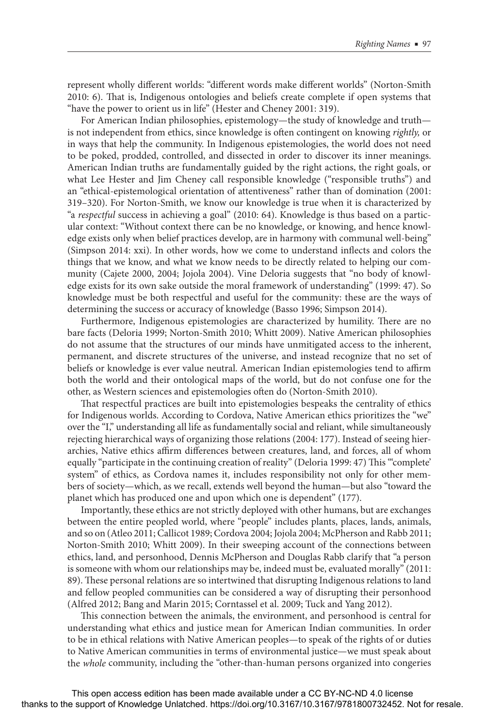represent wholly different worlds: "different words make different worlds" (Norton-Smith 2010: 6). That is, Indigenous ontologies and beliefs create complete if open systems that "have the power to orient us in life" (Hester and Cheney 2001: 319).

For American Indian philosophies, epistemology—the study of knowledge and truth—is not independent from ethics, since knowledge is often contingent on knowing *rightly,* or in ways that help the community. In Indigenous epistemologies, the world does not need to be poked, prodded, controlled, and dissected in order to discover its inner meanings. American Indian truths are fundamentally guided by the right actions, the right goals, or what Lee Hester and Jim Cheney call responsible knowledge ("responsible truths") and an "ethical-epistemological orientation of attentiveness" rather than of domination (2001: 319–320). For Norton-Smith, we know our knowledge is true when it is characterized by "a *respectful* success in achieving a goal" (2010: 64). Knowledge is thus based on a particular context: "Without context there can be no knowledge, or knowing, and hence knowledge exists only when belief practices develop, are in harmony with communal well-being" (Simpson 2014: xxi). In other words, how we come to understand inflects and colors the things that we know, and what we know needs to be directly related to helping our community (Cajete 2000, 2004; Jojola 2004). Vine Deloria suggests that "no body of knowledge exists for its own sake outside the moral framework of understanding" (1999: 47). So knowledge must be both respectful and useful for the community: these are the ways of determining the success or accuracy of knowledge (Basso 1996; Simpson 2014).

Furthermore, Indigenous epistemologies are characterized by humility. There are no bare facts (Deloria 1999; Norton-Smith 2010; Whitt 2009). Native American philosophies do not assume that the structures of our minds have unmitigated access to the inherent, permanent, and discrete structures of the universe, and instead recognize that no set of beliefs or knowledge is ever value neutral. American Indian epistemologies tend to affirm both the world and their ontological maps of the world, but do not confuse one for the other, as Western sciences and epistemologies often do (Norton-Smith 2010).

That respectful practices are built into epistemologies bespeaks the centrality of ethics for Indigenous worlds. According to Cordova, Native American ethics prioritizes the "we" over the "I," understanding all life as fundamentally social and reliant, while simultaneously rejecting hierarchical ways of organizing those relations (2004: 177). Instead of seeing hierarchies, Native ethics affirm differences between creatures, land, and forces, all of whom equally "participate in the continuing creation of reality" (Deloria 1999: 47) This "'complete' system" of ethics, as Cordova names it, includes responsibility not only for other members of society—which, as we recall, extends well beyond the human—but also "toward the planet which has produced one and upon which one is dependent" (177).

Importantly, these ethics are not strictly deployed with other humans, but are exchanges between the entire peopled world, where "people" includes plants, places, lands, animals, and so on (Atleo 2011; Callicot 1989; Cordova 2004; Jojola 2004; McPherson and Rabb 2011; Norton-Smith 2010; Whitt 2009). In their sweeping account of the connections between ethics, land, and personhood, Dennis McPherson and Douglas Rabb clarify that "a person is someone with whom our relationships may be, indeed must be, evaluated morally" (2011: 89). These personal relations are so intertwined that disrupting Indigenous relations to land and fellow peopled communities can be considered a way of disrupting their personhood (Alfred 2012; Bang and Marin 2015; Corntassel et al. 2009; Tuck and Yang 2012).

This connection between the animals, the environment, and personhood is central for understanding what ethics and justice mean for American Indian communities. In order to be in ethical relations with Native American peoples—to speak of the rights of or duties to Native American communities in terms of environmental justice—we must speak about the *whole* community, including the "other-than-human persons organized into congeries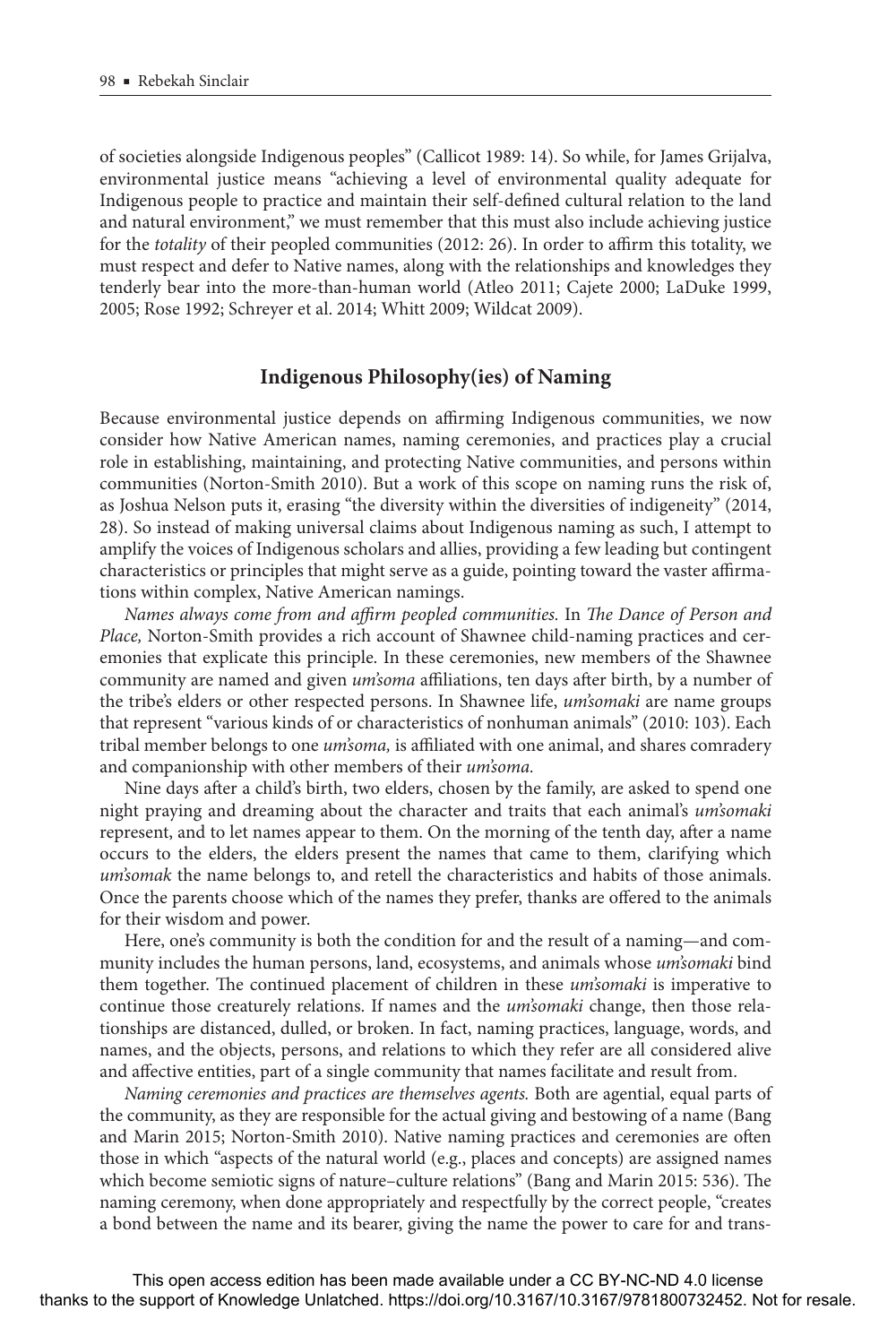of societies alongside Indigenous peoples" (Callicot 1989: 14). So while, for James Grijalva, environmental justice means "achieving a level of environmental quality adequate for Indigenous people to practice and maintain their self-defined cultural relation to the land and natural environment," we must remember that this must also include achieving justice for the *totality* of their peopled communities (2012: 26). In order to affirm this totality, we must respect and defer to Native names, along with the relationships and knowledges they tenderly bear into the more-than-human world (Atleo 2011; Cajete 2000; LaDuke 1999, 2005; Rose 1992; Schreyer et al. 2014; Whitt 2009; Wildcat 2009).

## Indigenous Philosophy(ies) of Naming

Because environmental justice depends on affirming Indigenous communities, we now consider how Native American names, naming ceremonies, and practices play a crucial role in establishing, maintaining, and protecting Native communities, and persons within communities (Norton-Smith 2010). But a work of this scope on naming runs the risk of, as Joshua Nelson puts it, erasing "the diversity within the diversities of indigeneity" (2014, 28). So instead of making universal claims about Indigenous naming as such, I attempt to amplify the voices of Indigenous scholars and allies, providing a few leading but contingent characteristics or principles that might serve as a guide, pointing toward the vaster affirmations within complex, Native American namings.

*Names always come from and affirm peopled communities.* In *The Dance of Person and Place,* Norton-Smith provides a rich account of Shawnee child-naming practices and ceremonies that explicate this principle. In these ceremonies, new members of the Shawnee community are named and given *um'soma* affiliations, ten days after birth, by a number of the tribe's elders or other respected persons. In Shawnee life, *um'somaki* are name groups that represent "various kinds of or characteristics of nonhuman animals" (2010: 103). Each tribal member belongs to one *um'soma,* is affiliated with one animal, and shares comradery and companionship with other members of their *um'soma.*

Nine days after a child's birth, two elders, chosen by the family, are asked to spend one night praying and dreaming about the character and traits that each animal's *um'somaki* represent, and to let names appear to them. On the morning of the tenth day, after a name occurs to the elders, the elders present the names that came to them, clarifying which *um'somak* the name belongs to, and retell the characteristics and habits of those animals. Once the parents choose which of the names they prefer, thanks are offered to the animals for their wisdom and power.

Here, one's community is both the condition for and the result of a naming—and community includes the human persons, land, ecosystems, and animals whose *um'somaki* bind them together. The continued placement of children in these *um'somaki* is imperative to continue those creaturely relations. If names and the *um'somaki* change, then those relationships are distanced, dulled, or broken. In fact, naming practices, language, words, and names, and the objects, persons, and relations to which they refer are all considered alive and affective entities, part of a single community that names facilitate and result from.

*Naming ceremonies and practices are themselves agents.* Both are agential, equal parts of the community, as they are responsible for the actual giving and bestowing of a name (Bang and Marin 2015; Norton-Smith 2010). Native naming practices and ceremonies are often those in which "aspects of the natural world (e.g., places and concepts) are assigned names which become semiotic signs of nature–culture relations" (Bang and Marin 2015: 536). The naming ceremony, when done appropriately and respectfully by the correct people, "creates a bond between the name and its bearer, giving the name the power to care for and trans-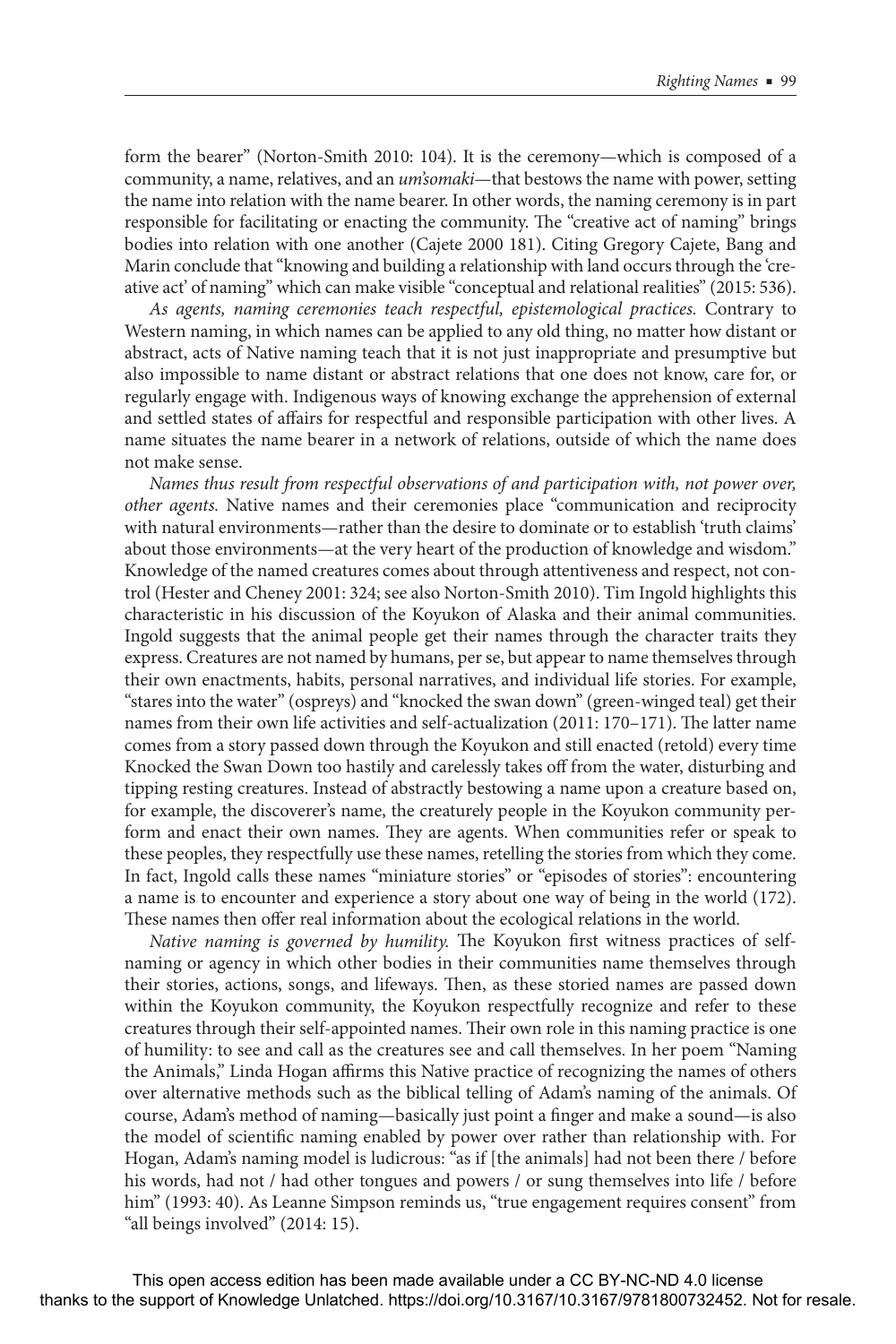form the bearer" (Norton-Smith 2010: 104). It is the ceremony—which is composed of a community, a name, relatives, and an *um'somaki*—that bestows the name with power, setting the name into relation with the name bearer. In other words, the naming ceremony is in part responsible for facilitating or enacting the community. The "creative act of naming" brings bodies into relation with one another (Cajete 2000 181). Citing Gregory Cajete, Bang and Marin conclude that "knowing and building a relationship with land occurs through the 'creative act' of naming" which can make visible "conceptual and relational realities" (2015: 536).

*As agents, naming ceremonies teach respectful, epistemological practices.* Contrary to Western naming, in which names can be applied to any old thing, no matter how distant or abstract, acts of Native naming teach that it is not just inappropriate and presumptive but also impossible to name distant or abstract relations that one does not know, care for, or regularly engage with. Indigenous ways of knowing exchange the apprehension of external and settled states of affairs for respectful and responsible participation with other lives. A name situates the name bearer in a network of relations, outside of which the name does not make sense.

*Names thus result from respectful observations of and participation with, not power over, other agents.* Native names and their ceremonies place "communication and reciprocity with natural environments—rather than the desire to dominate or to establish 'truth claims' about those environments—at the very heart of the production of knowledge and wisdom." Knowledge of the named creatures comes about through attentiveness and respect, not control (Hester and Cheney 2001: 324; see also Norton-Smith 2010). Tim Ingold highlights this characteristic in his discussion of the Koyukon of Alaska and their animal communities. Ingold suggests that the animal people get their names through the character traits they express. Creatures are not named by humans, per se, but appear to name themselves through their own enactments, habits, personal narratives, and individual life stories. For example, "stares into the water" (ospreys) and "knocked the swan down" (green-winged teal) get their names from their own life activities and self-actualization (2011: 170–171). The latter name comes from a story passed down through the Koyukon and still enacted (retold) every time Knocked the Swan Down too hastily and carelessly takes off from the water, disturbing and tipping resting creatures. Instead of abstractly bestowing a name upon a creature based on, for example, the discoverer's name, the creaturely people in the Koyukon community perform and enact their own names. They are agents. When communities refer or speak to these peoples, they respectfully use these names, retelling the stories from which they come. In fact, Ingold calls these names "miniature stories" or "episodes of stories": encountering a name is to encounter and experience a story about one way of being in the world (172). These names then offer real information about the ecological relations in the world.

*Native naming is governed by humility.* The Koyukon first witness practices of self-naming or agency in which other bodies in their communities name themselves through their stories, actions, songs, and lifeways. Then, as these storied names are passed down within the Koyukon community, the Koyukon respectfully recognize and refer to these creatures through their self-appointed names. Their own role in this naming practice is one of humility: to see and call as the creatures see and call themselves. In her poem "Naming the Animals," Linda Hogan affirms this Native practice of recognizing the names of others over alternative methods such as the biblical telling of Adam's naming of the animals. Of course, Adam's method of naming—basically just point a finger and make a sound—is also the model of scientific naming enabled by power over rather than relationship with. For Hogan, Adam's naming model is ludicrous: "as if [the animals] had not been there / before his words, had not / had other tongues and powers / or sung themselves into life / before him" (1993: 40). As Leanne Simpson reminds us, "true engagement requires consent" from "all beings involved" (2014: 15).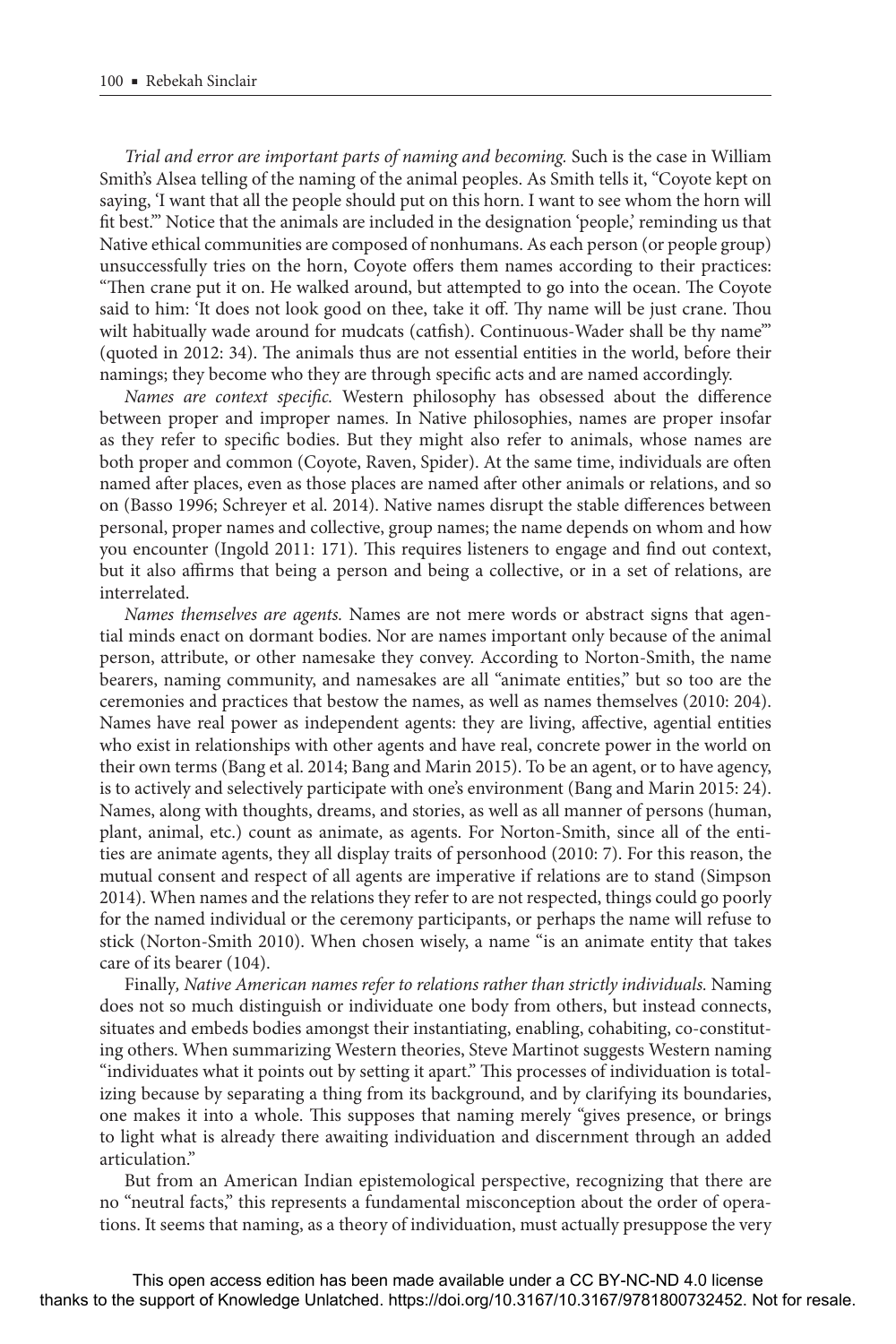*Trial and error are important parts of naming and becoming.* Such is the case in William Smith's Alsea telling of the naming of the animal peoples. As Smith tells it, "Coyote kept on saying, 'I want that all the people should put on this horn. I want to see whom the horn will fit best.'" Notice that the animals are included in the designation 'people,' reminding us that Native ethical communities are composed of nonhumans. As each person (or people group) unsuccessfully tries on the horn, Coyote offers them names according to their practices: "Then crane put it on. He walked around, but attempted to go into the ocean. The Coyote said to him: 'It does not look good on thee, take it off. Thy name will be just crane. Thou wilt habitually wade around for mudcats (catfish). Continuous-Wader shall be thy name'" (quoted in 2012: 34). The animals thus are not essential entities in the world, before their namings; they become who they are through specific acts and are named accordingly.

*Names are context specific.* Western philosophy has obsessed about the difference between proper and improper names. In Native philosophies, names are proper insofar as they refer to specific bodies. But they might also refer to animals, whose names are both proper and common (Coyote, Raven, Spider). At the same time, individuals are often named after places, even as those places are named after other animals or relations, and so on (Basso 1996; Schreyer et al. 2014). Native names disrupt the stable differences between personal, proper names and collective, group names; the name depends on whom and how you encounter (Ingold 2011: 171). This requires listeners to engage and find out context, but it also affirms that being a person and being a collective, or in a set of relations, are interrelated.

*Names themselves are agents.* Names are not mere words or abstract signs that agential minds enact on dormant bodies. Nor are names important only because of the animal person, attribute, or other namesake they convey. According to Norton-Smith, the name bearers, naming community, and namesakes are all "animate entities," but so too are the ceremonies and practices that bestow the names, as well as names themselves (2010: 204). Names have real power as independent agents: they are living, affective, agential entities who exist in relationships with other agents and have real, concrete power in the world on their own terms (Bang et al. 2014; Bang and Marin 2015). To be an agent, or to have agency, is to actively and selectively participate with one's environment (Bang and Marin 2015: 24). Names, along with thoughts, dreams, and stories, as well as all manner of persons (human, plant, animal, etc.) count as animate, as agents. For Norton-Smith, since all of the entities are animate agents, they all display traits of personhood (2010: 7). For this reason, the mutual consent and respect of all agents are imperative if relations are to stand (Simpson 2014). When names and the relations they refer to are not respected, things could go poorly for the named individual or the ceremony participants, or perhaps the name will refuse to stick (Norton-Smith 2010). When chosen wisely, a name "is an animate entity that takes care of its bearer (104).

Finally*, Native American names refer to relations rather than strictly individuals.* Naming does not so much distinguish or individuate one body from others, but instead connects, situates and embeds bodies amongst their instantiating, enabling, cohabiting, co-constituting others. When summarizing Western theories, Steve Martinot suggests Western naming "individuates what it points out by setting it apart." This processes of individuation is totalizing because by separating a thing from its background, and by clarifying its boundaries, one makes it into a whole. This supposes that naming merely "gives presence, or brings to light what is already there awaiting individuation and discernment through an added articulation."

But from an American Indian epistemological perspective, recognizing that there are no "neutral facts," this represents a fundamental misconception about the order of operations. It seems that naming, as a theory of individuation, must actually presuppose the very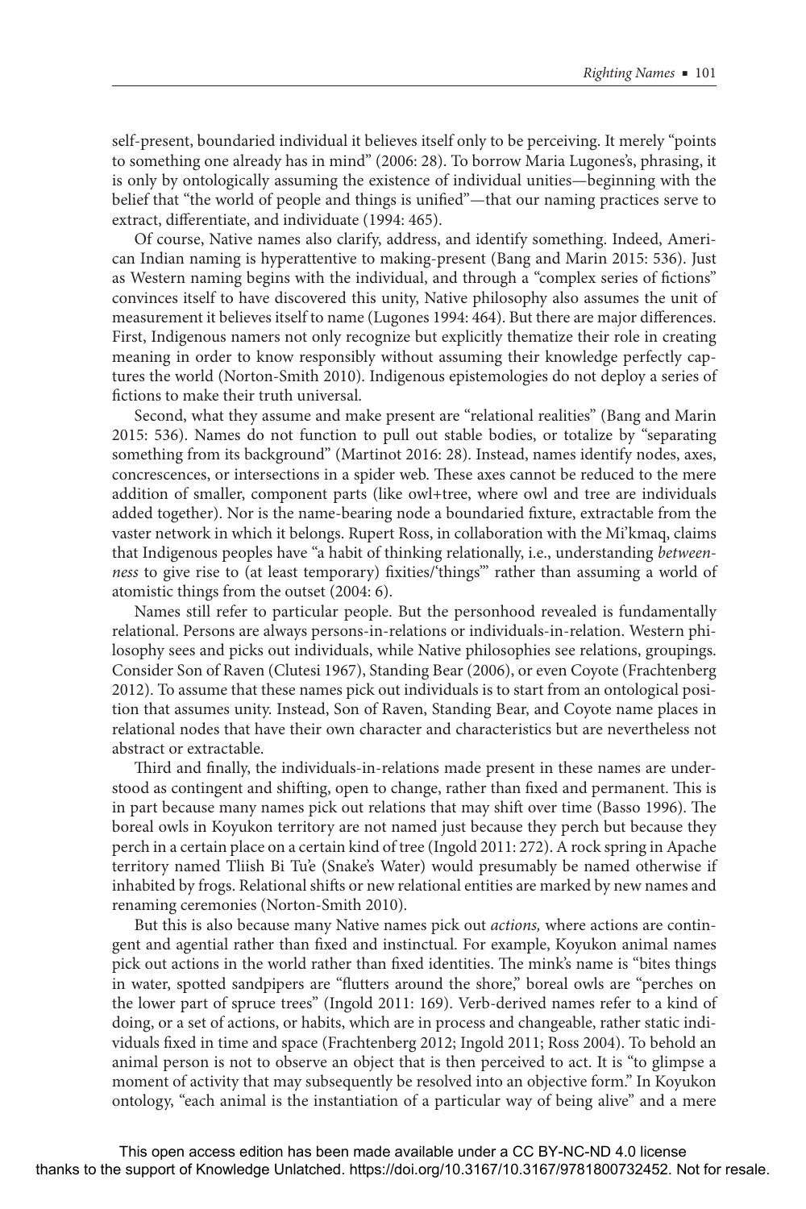self-present, boundaried individual it believes itself only to be perceiving. It merely "points to something one already has in mind" (2006: 28). To borrow Maria Lugones's, phrasing, it is only by ontologically assuming the existence of individual unities—beginning with the belief that "the world of people and things is unified"—that our naming practices serve to extract, differentiate, and individuate (1994: 465).

Of course, Native names also clarify, address, and identify something. Indeed, American Indian naming is hyperattentive to making-present (Bang and Marin 2015: 536). Just as Western naming begins with the individual, and through a "complex series of fictions" convinces itself to have discovered this unity, Native philosophy also assumes the unit of measurement it believes itself to name (Lugones 1994: 464). But there are major differences. First, Indigenous namers not only recognize but explicitly thematize their role in creating meaning in order to know responsibly without assuming their knowledge perfectly captures the world (Norton-Smith 2010). Indigenous epistemologies do not deploy a series of fictions to make their truth universal.

Second, what they assume and make present are "relational realities" (Bang and Marin 2015: 536). Names do not function to pull out stable bodies, or totalize by "separating something from its background" (Martinot 2016: 28). Instead, names identify nodes, axes, concrescences, or intersections in a spider web. These axes cannot be reduced to the mere addition of smaller, component parts (like owl+tree, where owl and tree are individuals added together). Nor is the name-bearing node a boundaried fixture, extractable from the vaster network in which it belongs. Rupert Ross, in collaboration with the Mi'kmaq, claims that Indigenous peoples have "a habit of thinking relationally, i.e., understanding *betweenness* to give rise to (at least temporary) fixities/'things'" rather than assuming a world of atomistic things from the outset (2004: 6).

Names still refer to particular people. But the personhood revealed is fundamentally relational. Persons are always persons-in-relations or individuals-in-relation. Western philosophy sees and picks out individuals, while Native philosophies see relations, groupings. Consider Son of Raven (Clutesi 1967), Standing Bear (2006), or even Coyote (Frachtenberg 2012). To assume that these names pick out individuals is to start from an ontological position that assumes unity. Instead, Son of Raven, Standing Bear, and Coyote name places in relational nodes that have their own character and characteristics but are nevertheless not abstract or extractable.

Third and finally, the individuals-in-relations made present in these names are understood as contingent and shifting, open to change, rather than fixed and permanent. This is in part because many names pick out relations that may shift over time (Basso 1996). The boreal owls in Koyukon territory are not named just because they perch but because they perch in a certain place on a certain kind of tree (Ingold 2011: 272). A rock spring in Apache territory named Tliish Bi Tu'e (Snake's Water) would presumably be named otherwise if inhabited by frogs. Relational shifts or new relational entities are marked by new names and renaming ceremonies (Norton-Smith 2010).

But this is also because many Native names pick out *actions,* where actions are contingent and agential rather than fixed and instinctual. For example, Koyukon animal names pick out actions in the world rather than fixed identities. The mink's name is "bites things in water, spotted sandpipers are "flutters around the shore," boreal owls are "perches on the lower part of spruce trees" (Ingold 2011: 169). Verb-derived names refer to a kind of doing, or a set of actions, or habits, which are in process and changeable, rather static individuals fixed in time and space (Frachtenberg 2012; Ingold 2011; Ross 2004). To behold an animal person is not to observe an object that is then perceived to act. It is "to glimpse a moment of activity that may subsequently be resolved into an objective form." In Koyukon ontology, "each animal is the instantiation of a particular way of being alive" and a mere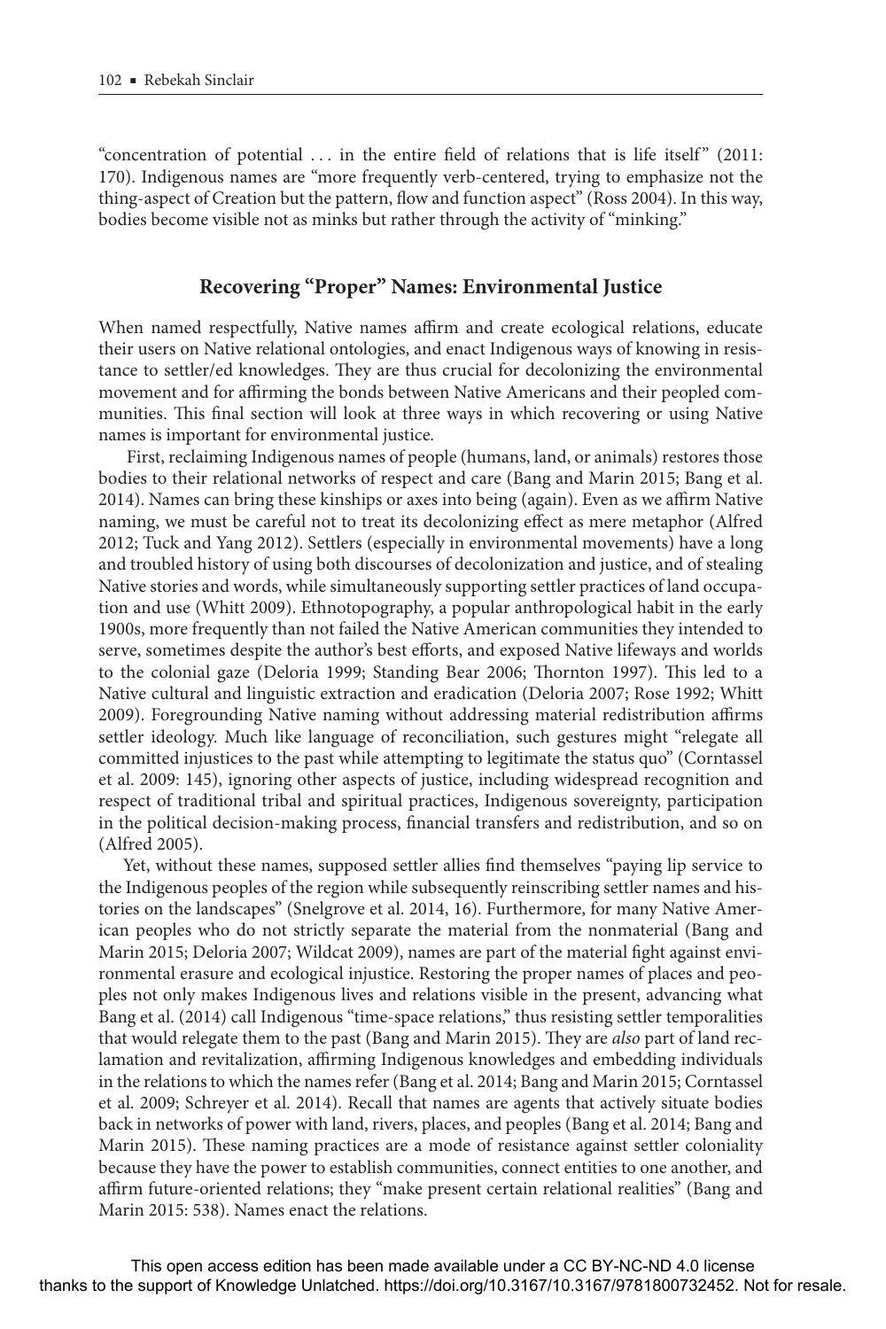"concentration of potential . . . in the entire field of relations that is life itself" (2011: 170). Indigenous names are "more frequently verb-centered, trying to emphasize not the thing-aspect of Creation but the pattern, flow and function aspect" (Ross 2004). In this way, bodies become visible not as minks but rather through the activity of "minking."

## Recovering "Proper" Names: Environmental Justice

When named respectfully, Native names affirm and create ecological relations, educate their users on Native relational ontologies, and enact Indigenous ways of knowing in resistance to settler/ed knowledges. They are thus crucial for decolonizing the environmental movement and for affirming the bonds between Native Americans and their peopled communities. This final section will look at three ways in which recovering or using Native names is important for environmental justice.

First, reclaiming Indigenous names of people (humans, land, or animals) restores those bodies to their relational networks of respect and care (Bang and Marin 2015; Bang et al. 2014). Names can bring these kinships or axes into being (again). Even as we affirm Native naming, we must be careful not to treat its decolonizing effect as mere metaphor (Alfred 2012; Tuck and Yang 2012). Settlers (especially in environmental movements) have a long and troubled history of using both discourses of decolonization and justice, and of stealing Native stories and words, while simultaneously supporting settler practices of land occupation and use (Whitt 2009). Ethnotopography, a popular anthropological habit in the early 1900s, more frequently than not failed the Native American communities they intended to serve, sometimes despite the author's best efforts, and exposed Native lifeways and worlds to the colonial gaze (Deloria 1999; Standing Bear 2006; Thornton 1997). This led to a Native cultural and linguistic extraction and eradication (Deloria 2007; Rose 1992; Whitt 2009). Foregrounding Native naming without addressing material redistribution affirms settler ideology. Much like language of reconciliation, such gestures might "relegate all committed injustices to the past while attempting to legitimate the status quo" (Corntassel et al. 2009: 145), ignoring other aspects of justice, including widespread recognition and respect of traditional tribal and spiritual practices, Indigenous sovereignty, participation in the political decision-making process, financial transfers and redistribution, and so on (Alfred 2005).

Yet, without these names, supposed settler allies find themselves "paying lip service to the Indigenous peoples of the region while subsequently reinscribing settler names and histories on the landscapes" (Snelgrove et al. 2014, 16). Furthermore, for many Native American peoples who do not strictly separate the material from the nonmaterial (Bang and Marin 2015; Deloria 2007; Wildcat 2009), names are part of the material fight against environmental erasure and ecological injustice. Restoring the proper names of places and peoples not only makes Indigenous lives and relations visible in the present, advancing what Bang et al. (2014) call Indigenous "time-space relations," thus resisting settler temporalities that would relegate them to the past (Bang and Marin 2015). They are *also* part of land reclamation and revitalization, affirming Indigenous knowledges and embedding individuals in the relations to which the names refer (Bang et al. 2014; Bang and Marin 2015; Corntassel et al. 2009; Schreyer et al. 2014). Recall that names are agents that actively situate bodies back in networks of power with land, rivers, places, and peoples (Bang et al. 2014; Bang and Marin 2015). These naming practices are a mode of resistance against settler coloniality because they have the power to establish communities, connect entities to one another, and affirm future-oriented relations; they "make present certain relational realities" (Bang and Marin 2015: 538). Names enact the relations.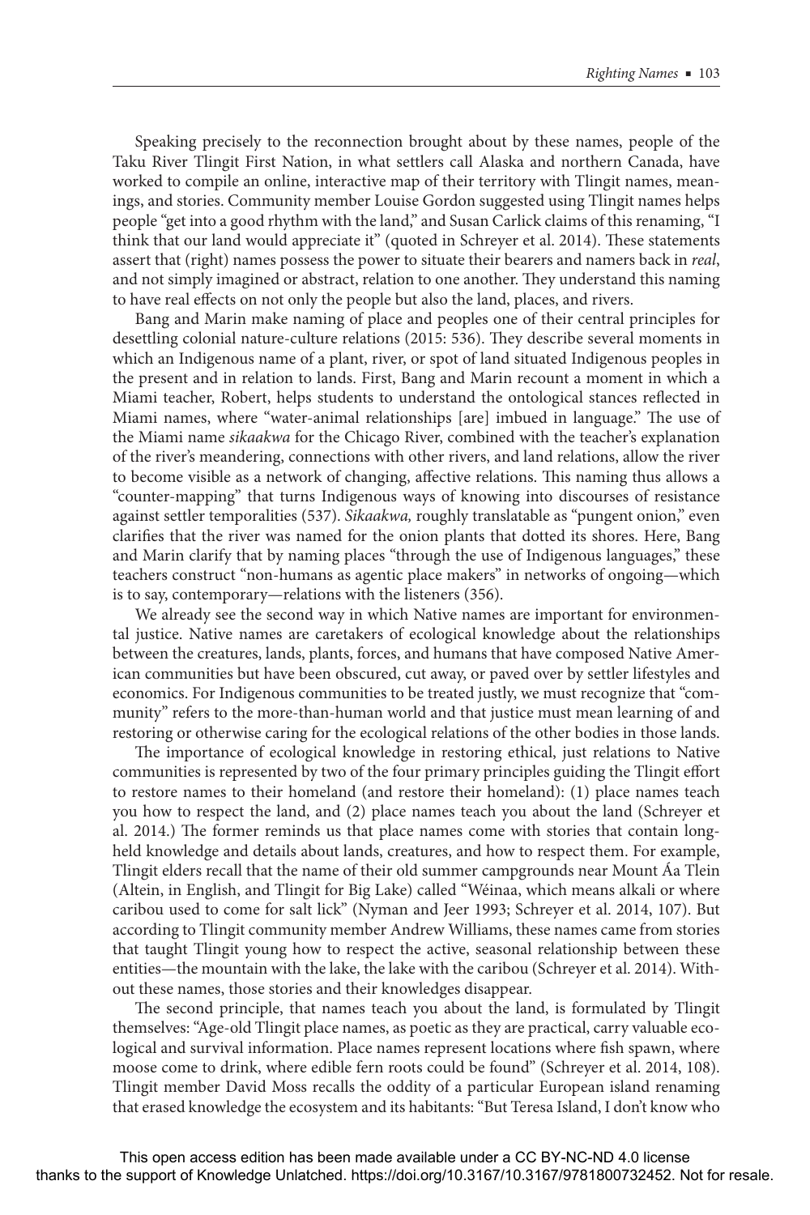Speaking precisely to the reconnection brought about by these names, people of the Taku River Tlingit First Nation, in what settlers call Alaska and northern Canada, have worked to compile an online, interactive map of their territory with Tlingit names, meanings, and stories. Community member Louise Gordon suggested using Tlingit names helps people "get into a good rhythm with the land," and Susan Carlick claims of this renaming, "I think that our land would appreciate it" (quoted in Schreyer et al. 2014). These statements assert that (right) names possess the power to situate their bearers and namers back in *real*, and not simply imagined or abstract, relation to one another. They understand this naming to have real effects on not only the people but also the land, places, and rivers.

Bang and Marin make naming of place and peoples one of their central principles for desettling colonial nature-culture relations (2015: 536). They describe several moments in which an Indigenous name of a plant, river, or spot of land situated Indigenous peoples in the present and in relation to lands. First, Bang and Marin recount a moment in which a Miami teacher, Robert, helps students to understand the ontological stances reflected in Miami names, where "water-animal relationships [are] imbued in language." The use of the Miami name *sikaakwa* for the Chicago River, combined with the teacher's explanation of the river's meandering, connections with other rivers, and land relations, allow the river to become visible as a network of changing, affective relations. This naming thus allows a "counter-mapping" that turns Indigenous ways of knowing into discourses of resistance against settler temporalities (537). *Sikaakwa,* roughly translatable as "pungent onion," even clarifies that the river was named for the onion plants that dotted its shores. Here, Bang and Marin clarify that by naming places "through the use of Indigenous languages," these teachers construct "non-humans as agentic place makers" in networks of ongoing—which is to say, contemporary—relations with the listeners (356).

We already see the second way in which Native names are important for environmental justice. Native names are caretakers of ecological knowledge about the relationships between the creatures, lands, plants, forces, and humans that have composed Native American communities but have been obscured, cut away, or paved over by settler lifestyles and economics. For Indigenous communities to be treated justly, we must recognize that "community" refers to the more-than-human world and that justice must mean learning of and restoring or otherwise caring for the ecological relations of the other bodies in those lands.

The importance of ecological knowledge in restoring ethical, just relations to Native communities is represented by two of the four primary principles guiding the Tlingit effort to restore names to their homeland (and restore their homeland): (1) place names teach you how to respect the land, and (2) place names teach you about the land (Schreyer et al. 2014.) The former reminds us that place names come with stories that contain long-held knowledge and details about lands, creatures, and how to respect them. For example, Tlingit elders recall that the name of their old summer campgrounds near Mount Áa Tlein (Altein, in English, and Tlingit for Big Lake) called "Wéinaa, which means alkali or where caribou used to come for salt lick" (Nyman and Jeer 1993; Schreyer et al. 2014, 107). But according to Tlingit community member Andrew Williams, these names came from stories that taught Tlingit young how to respect the active, seasonal relationship between these entities—the mountain with the lake, the lake with the caribou (Schreyer et al. 2014). Without these names, those stories and their knowledges disappear.

The second principle, that names teach you about the land, is formulated by Tlingit themselves: "Age-old Tlingit place names, as poetic as they are practical, carry valuable ecological and survival information. Place names represent locations where fish spawn, where moose come to drink, where edible fern roots could be found" (Schreyer et al. 2014, 108). Tlingit member David Moss recalls the oddity of a particular European island renaming that erased knowledge the ecosystem and its habitants: "But Teresa Island, I don't know who

This open access edition has been made available under a CC BY-NC-ND 4.0 license thanks to the support of Knowledge Unlatched. https://doi.org/10.3167/10.3167/9781800732452. Not for resale.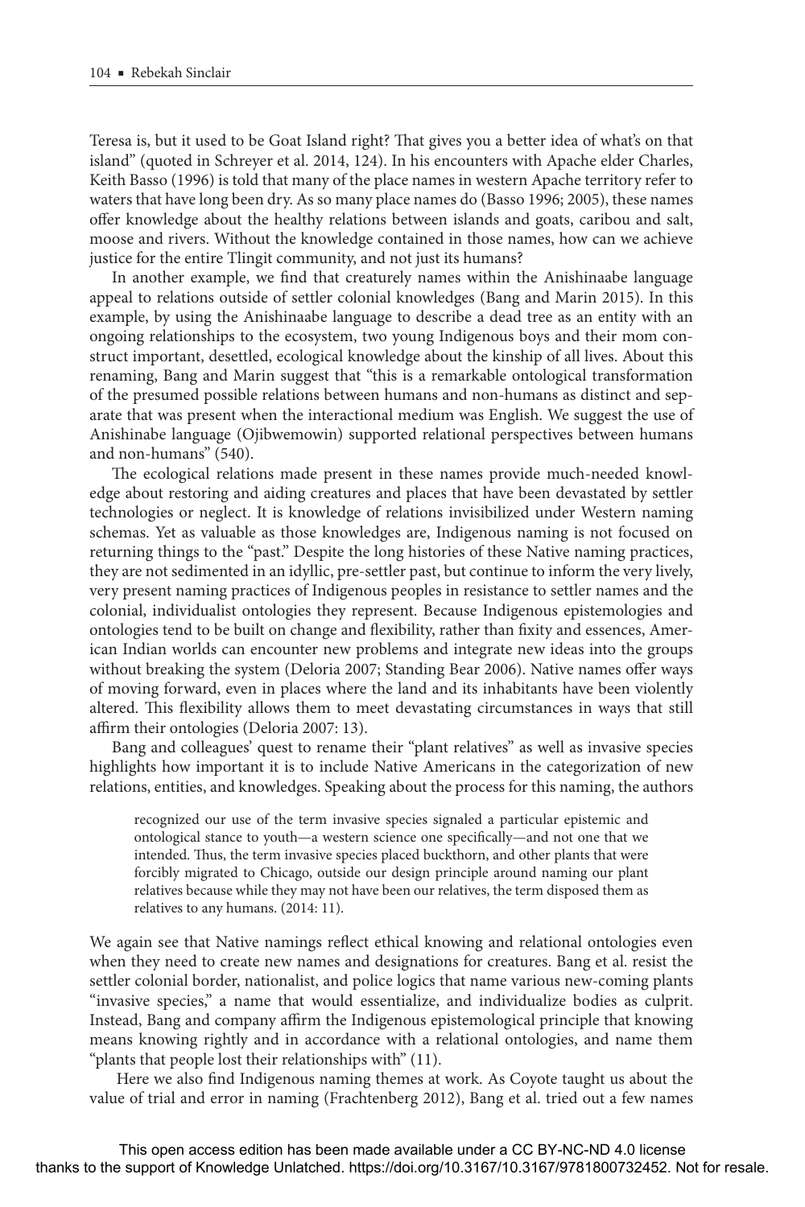Teresa is, but it used to be Goat Island right? That gives you a better idea of what's on that island" (quoted in Schreyer et al. 2014, 124). In his encounters with Apache elder Charles, Keith Basso (1996) is told that many of the place names in western Apache territory refer to waters that have long been dry. As so many place names do (Basso 1996; 2005), these names offer knowledge about the healthy relations between islands and goats, caribou and salt, moose and rivers. Without the knowledge contained in those names, how can we achieve justice for the entire Tlingit community, and not just its humans?

In another example, we find that creaturely names within the Anishinaabe language appeal to relations outside of settler colonial knowledges (Bang and Marin 2015). In this example, by using the Anishinaabe language to describe a dead tree as an entity with an ongoing relationships to the ecosystem, two young Indigenous boys and their mom construct important, desettled, ecological knowledge about the kinship of all lives. About this renaming, Bang and Marin suggest that "this is a remarkable ontological transformation of the presumed possible relations between humans and non-humans as distinct and separate that was present when the interactional medium was English. We suggest the use of Anishinabe language (Ojibwemowin) supported relational perspectives between humans and non-humans" (540).

The ecological relations made present in these names provide much-needed knowledge about restoring and aiding creatures and places that have been devastated by settler technologies or neglect. It is knowledge of relations invisibilized under Western naming schemas. Yet as valuable as those knowledges are, Indigenous naming is not focused on returning things to the "past." Despite the long histories of these Native naming practices, they are not sedimented in an idyllic, pre-settler past, but continue to inform the very lively, very present naming practices of Indigenous peoples in resistance to settler names and the colonial, individualist ontologies they represent. Because Indigenous epistemologies and ontologies tend to be built on change and flexibility, rather than fixity and essences, American Indian worlds can encounter new problems and integrate new ideas into the groups without breaking the system (Deloria 2007; Standing Bear 2006). Native names offer ways of moving forward, even in places where the land and its inhabitants have been violently altered. This flexibility allows them to meet devastating circumstances in ways that still affirm their ontologies (Deloria 2007: 13).

Bang and colleagues' quest to rename their "plant relatives" as well as invasive species highlights how important it is to include Native Americans in the categorization of new relations, entities, and knowledges. Speaking about the process for this naming, the authors

> recognized our use of the term invasive species signaled a particular epistemic and ontological stance to youth—a western science one specifically—and not one that we intended. Thus, the term invasive species placed buckthorn, and other plants that were forcibly migrated to Chicago, outside our design principle around naming our plant relatives because while they may not have been our relatives, the term disposed them as relatives to any humans. (2014: 11).

We again see that Native namings reflect ethical knowing and relational ontologies even when they need to create new names and designations for creatures. Bang et al. resist the settler colonial border, nationalist, and police logics that name various new-coming plants "invasive species," a name that would essentialize, and individualize bodies as culprit. Instead, Bang and company affirm the Indigenous epistemological principle that knowing means knowing rightly and in accordance with a relational ontologies, and name them "plants that people lost their relationships with" (11).

Here we also find Indigenous naming themes at work. As Coyote taught us about the value of trial and error in naming (Frachtenberg 2012), Bang et al. tried out a few names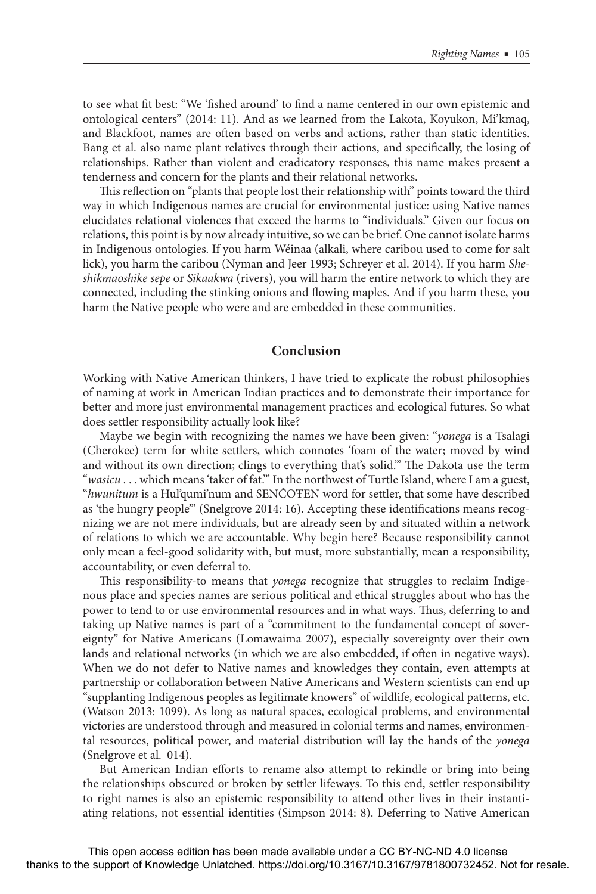to see what fit best: "We 'fished around' to find a name centered in our own epistemic and ontological centers" (2014: 11). And as we learned from the Lakota, Koyukon, Mi'kmaq, and Blackfoot, names are often based on verbs and actions, rather than static identities. Bang et al. also name plant relatives through their actions, and specifically, the losing of relationships. Rather than violent and eradicatory responses, this name makes present a tenderness and concern for the plants and their relational networks.

This reflection on "plants that people lost their relationship with" points toward the third way in which Indigenous names are crucial for environmental justice: using Native names elucidates relational violences that exceed the harms to "individuals." Given our focus on relations, this point is by now already intuitive, so we can be brief. One cannot isolate harms in Indigenous ontologies. If you harm Wéinaa (alkali, where caribou used to come for salt lick), you harm the caribou (Nyman and Jeer 1993; Schreyer et al. 2014). If you harm *Sheshikmaoshike sepe* or *Sikaakwa* (rivers), you will harm the entire network to which they are connected, including the stinking onions and flowing maples. And if you harm these, you harm the Native people who were and are embedded in these communities.

## Conclusion

Working with Native American thinkers, I have tried to explicate the robust philosophies of naming at work in American Indian practices and to demonstrate their importance for better and more just environmental management practices and ecological futures. So what does settler responsibility actually look like?

Maybe we begin with recognizing the names we have been given: "*yonega* is a Tsalagi (Cherokee) term for white settlers, which connotes 'foam of the water; moved by wind and without its own direction; clings to everything that's solid.'" The Dakota use the term "*wasicu* . . . which means 'taker of fat.'" In the northwest of Turtle Island, where I am a guest, "*hwunitum* is a Hul'qumi'num and SENĆOŦEN word for settler, that some have described as 'the hungry people'" (Snelgrove 2014: 16). Accepting these identifications means recognizing we are not mere individuals, but are already seen by and situated within a network of relations to which we are accountable. Why begin here? Because responsibility cannot only mean a feel-good solidarity with, but must, more substantially, mean a responsibility, accountability, or even deferral to.

This responsibility-to means that *yonega* recognize that struggles to reclaim Indigenous place and species names are serious political and ethical struggles about who has the power to tend to or use environmental resources and in what ways. Thus, deferring to and taking up Native names is part of a "commitment to the fundamental concept of sovereignty" for Native Americans (Lomawaima 2007), especially sovereignty over their own lands and relational networks (in which we are also embedded, if often in negative ways). When we do not defer to Native names and knowledges they contain, even attempts at partnership or collaboration between Native Americans and Western scientists can end up "supplanting Indigenous peoples as legitimate knowers" of wildlife, ecological patterns, etc. (Watson 2013: 1099). As long as natural spaces, ecological problems, and environmental victories are understood through and measured in colonial terms and names, environmental resources, political power, and material distribution will lay the hands of the *yonega* (Snelgrove et al. 014).

But American Indian efforts to rename also attempt to rekindle or bring into being the relationships obscured or broken by settler lifeways. To this end, settler responsibility to right names is also an epistemic responsibility to attend other lives in their instantiating relations, not essential identities (Simpson 2014: 8). Deferring to Native American

This open access edition has been made available under a CC BY-NC-ND 4.0 license thanks to the support of Knowledge Unlatched. https://doi.org/10.3167/10.3167/9781800732452. Not for resale.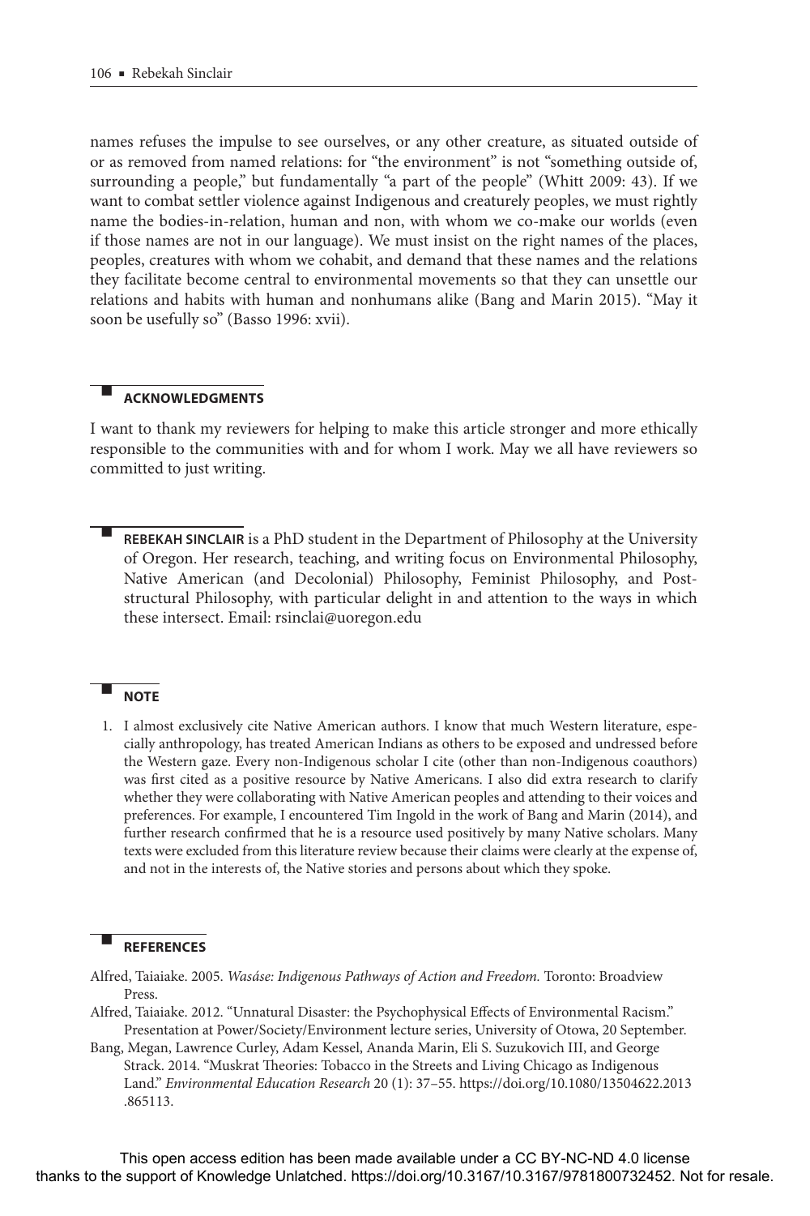names refuses the impulse to see ourselves, or any other creature, as situated outside of or as removed from named relations: for "the environment" is not "something outside of, surrounding a people," but fundamentally "a part of the people" (Whitt 2009: 43). If we want to combat settler violence against Indigenous and creaturely peoples, we must rightly name the bodies-in-relation, human and non, with whom we co-make our worlds (even if those names are not in our language). We must insist on the right names of the places, peoples, creatures with whom we cohabit, and demand that these names and the relations they facilitate become central to environmental movements so that they can unsettle our relations and habits with human and nonhumans alike (Bang and Marin 2015). "May it soon be usefully so" (Basso 1996: xvii).

## ACKNOWLEDGMENTS

I want to thank my reviewers for helping to make this article stronger and more ethically responsible to the communities with and for whom I work. May we all have reviewers so committed to just writing.

**REBEKAH SINCLAIR** is a PhD student in the Department of Philosophy at the University of Oregon. Her research, teaching, and writing focus on Environmental Philosophy, Native American (and Decolonial) Philosophy, Feminist Philosophy, and Post-structural Philosophy, with particular delight in and attention to the ways in which these intersect. Email: rsinclai@uoregon.edu

## NOTE

1. I almost exclusively cite Native American authors. I know that much Western literature, especially anthropology, has treated American Indians as others to be exposed and undressed before the Western gaze. Every non-Indigenous scholar I cite (other than non-Indigenous coauthors) was first cited as a positive resource by Native Americans. I also did extra research to clarify whether they were collaborating with Native American peoples and attending to their voices and preferences. For example, I encountered Tim Ingold in the work of Bang and Marin (2014), and further research confirmed that he is a resource used positively by many Native scholars. Many texts were excluded from this literature review because their claims were clearly at the expense of, and not in the interests of, the Native stories and persons about which they spoke.

## REFERENCES

Alfred, Taiaiake. 2005. *Wasáse: Indigenous Pathways of Action and Freedom.* Toronto: Broadview Press.

Alfred, Taiaiake. 2012. "Unnatural Disaster: the Psychophysical Effects of Environmental Racism." Presentation at Power/Society/Environment lecture series, University of Otowa, 20 September.

Bang, Megan, Lawrence Curley, Adam Kessel, Ananda Marin, Eli S. Suzukovich III, and George Strack. 2014. "Muskrat Theories: Tobacco in the Streets and Living Chicago as Indigenous Land." *Environmental Education Research* 20 (1): 37–55. https://doi.org/10.1080/13504622.2013.865113.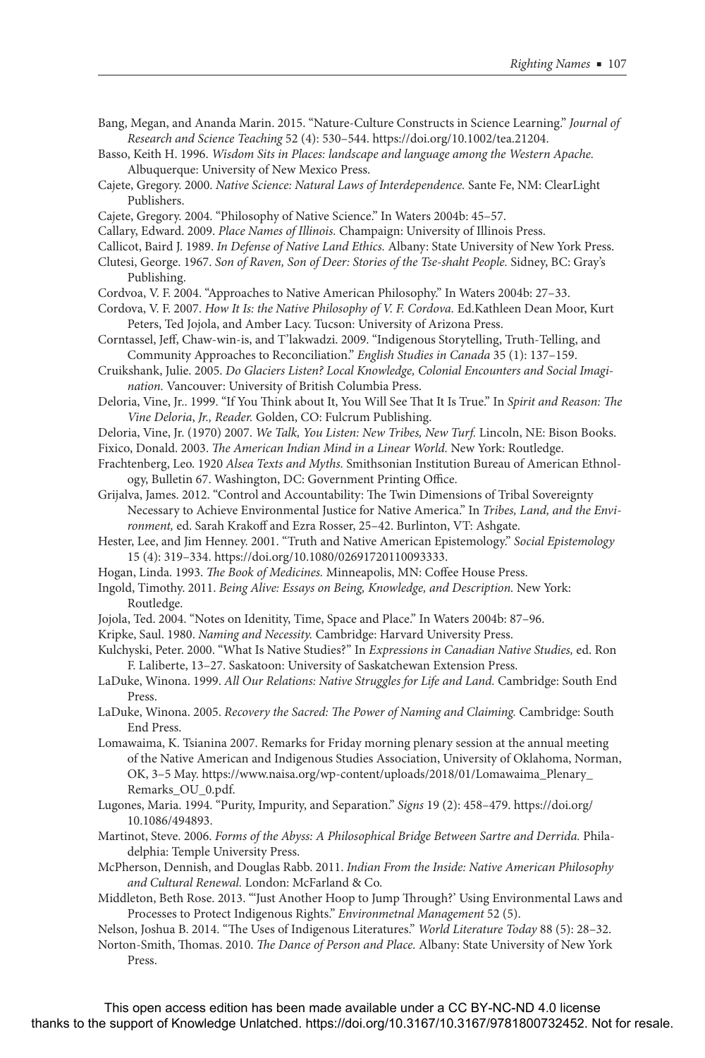Bang, Megan, and Ananda Marin. 2015. "Nature-Culture Constructs in Science Learning." *Journal of Research and Science Teaching* 52 (4): 530–544. https://doi.org/10.1002/tea.21204.

Basso, Keith H. 1996. *Wisdom Sits in Places: landscape and language among the Western Apache.* Albuquerque: University of New Mexico Press.

Cajete, Gregory. 2000. *Native Science: Natural Laws of Interdependence.* Sante Fe, NM: ClearLight Publishers.

Cajete, Gregory. 2004. "Philosophy of Native Science." In Waters 2004b: 45–57.

Callary, Edward. 2009. *Place Names of Illinois.* Champaign: University of Illinois Press.

Callicot, Baird J. 1989. *In Defense of Native Land Ethics.* Albany: State University of New York Press.

Clutesi, George. 1967. *Son of Raven, Son of Deer: Stories of the Tse-shaht People.* Sidney, BC: Gray's Publishing.

Cordvoa, V. F. 2004. "Approaches to Native American Philosophy." In Waters 2004b: 27–33.

Cordova, V. F. 2007. *How It Is: the Native Philosophy of V. F. Cordova.* Ed.Kathleen Dean Moor, Kurt Peters, Ted Jojola, and Amber Lacy. Tucson: University of Arizona Press.

Corntassel, Jeff, Chaw-win-is, and T'lakwadzi. 2009. "Indigenous Storytelling, Truth-Telling, and Community Approaches to Reconciliation." *English Studies in Canada* 35 (1): 137–159.

Cruikshank, Julie. 2005. *Do Glaciers Listen? Local Knowledge, Colonial Encounters and Social Imagination.* Vancouver: University of British Columbia Press.

Deloria, Vine, Jr.. 1999. "If You Think about It, You Will See That It Is True." In *Spirit and Reason: The Vine Deloria, Jr., Reader.* Golden, CO: Fulcrum Publishing.

Deloria, Vine, Jr. (1970) 2007. *We Talk, You Listen: New Tribes, New Turf.* Lincoln, NE: Bison Books.

Fixico, Donald. 2003. *The American Indian Mind in a Linear World.* New York: Routledge.

Frachtenberg, Leo. 1920 *Alsea Texts and Myths.* Smithsonian Institution Bureau of American Ethnology, Bulletin 67. Washington, DC: Government Printing Office.

Grijalva, James. 2012. "Control and Accountability: The Twin Dimensions of Tribal Sovereignty Necessary to Achieve Environmental Justice for Native America." In *Tribes, Land, and the Environment,* ed. Sarah Krakoff and Ezra Rosser, 25–42. Burlinton, VT: Ashgate.

Hester, Lee, and Jim Henney. 2001. "Truth and Native American Epistemology." *Social Epistemology* 15 (4): 319–334. https://doi.org/10.1080/02691720110093333.

Hogan, Linda. 1993. *The Book of Medicines.* Minneapolis, MN: Coffee House Press.

Ingold, Timothy. 2011. *Being Alive: Essays on Being, Knowledge, and Description.* New York: Routledge.

Jojola, Ted. 2004. "Notes on Idenitity, Time, Space and Place." In Waters 2004b: 87–96.

Kripke, Saul. 1980. *Naming and Necessity.* Cambridge: Harvard University Press.

Kulchyski, Peter. 2000. "What Is Native Studies?" In *Expressions in Canadian Native Studies,* ed. Ron F. Laliberte, 13–27. Saskatoon: University of Saskatchewan Extension Press.

LaDuke, Winona. 1999. *All Our Relations: Native Struggles for Life and Land.* Cambridge: South End Press.

LaDuke, Winona. 2005. *Recovery the Sacred: The Power of Naming and Claiming.* Cambridge: South End Press.

Lomawaima, K. Tsianina 2007. Remarks for Friday morning plenary session at the annual meeting of the Native American and Indigenous Studies Association, University of Oklahoma, Norman, OK, 3–5 May. https://www.naisa.org/wp-content/uploads/2018/01/Lomawaima_Plenary_Remarks_OU_0.pdf.

Lugones, Maria. 1994. "Purity, Impurity, and Separation." *Signs* 19 (2): 458–479. https://doi.org/10.1086/494893.

Martinot, Steve. 2006. *Forms of the Abyss: A Philosophical Bridge Between Sartre and Derrida.* Philadelphia: Temple University Press.

McPherson, Dennish, and Douglas Rabb. 2011. *Indian From the Inside: Native American Philosophy and Cultural Renewal.* London: McFarland & Co.

Middleton, Beth Rose. 2013. "'Just Another Hoop to Jump Through?' Using Environmental Laws and Processes to Protect Indigenous Rights." *Environmetnal Management* 52 (5).

Nelson, Joshua B. 2014. "The Uses of Indigenous Literatures." *World Literature Today* 88 (5): 28–32.

Norton-Smith, Thomas. 2010. *The Dance of Person and Place.* Albany: State University of New York Press.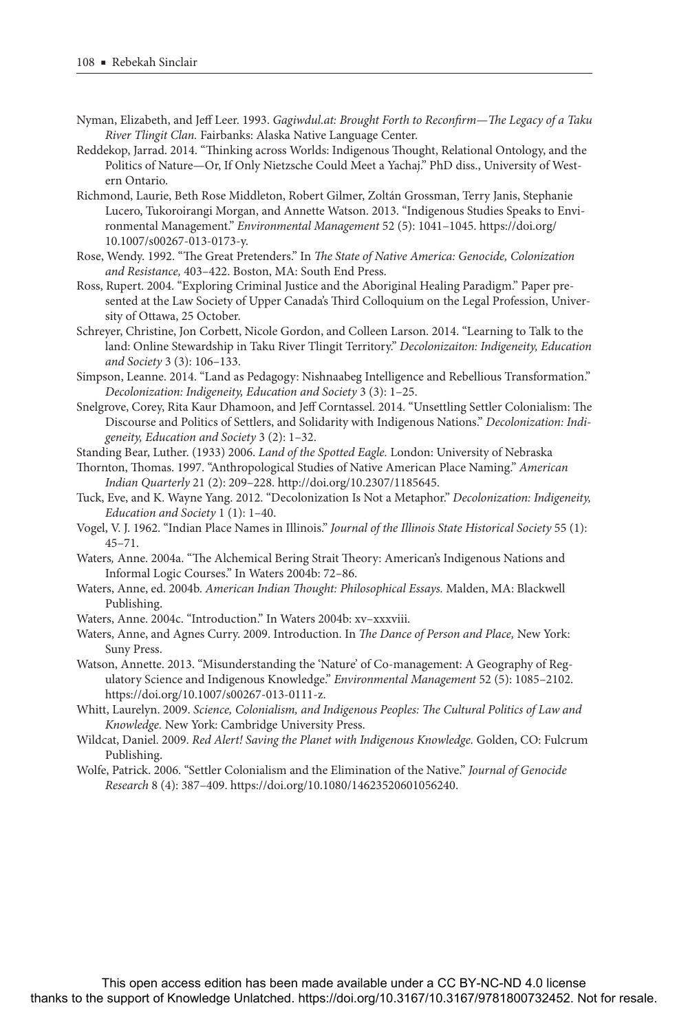Nyman, Elizabeth, and Jeff Leer. 1993. *Gagiwdul.at: Brought Forth to Reconfirm—The Legacy of a Taku River Tlingit Clan.* Fairbanks: Alaska Native Language Center.

Reddekop, Jarrad. 2014. "Thinking across Worlds: Indigenous Thought, Relational Ontology, and the Politics of Nature—Or, If Only Nietzsche Could Meet a Yachaj." PhD diss., University of Western Ontario.

Richmond, Laurie, Beth Rose Middleton, Robert Gilmer, Zoltán Grossman, Terry Janis, Stephanie Lucero, Tukoroirangi Morgan, and Annette Watson. 2013. "Indigenous Studies Speaks to Environmental Management." *Environmental Management* 52 (5): 1041–1045. https://doi.org/10.1007/s00267-013-0173-y.

Rose, Wendy. 1992. "The Great Pretenders." In *The State of Native America: Genocide, Colonization and Resistance,* 403–422. Boston, MA: South End Press.

Ross, Rupert. 2004. "Exploring Criminal Justice and the Aboriginal Healing Paradigm." Paper presented at the Law Society of Upper Canada's Third Colloquium on the Legal Profession, University of Ottawa, 25 October.

Schreyer, Christine, Jon Corbett, Nicole Gordon, and Colleen Larson. 2014. "Learning to Talk to the land: Online Stewardship in Taku River Tlingit Territory." *Decolonizaiton: Indigeneity, Education and Society* 3 (3): 106–133.

Simpson, Leanne. 2014. "Land as Pedagogy: Nishnaabeg Intelligence and Rebellious Transformation." *Decolonization: Indigeneity, Education and Society* 3 (3): 1–25.

Snelgrove, Corey, Rita Kaur Dhamoon, and Jeff Corntassel. 2014. "Unsettling Settler Colonialism: The Discourse and Politics of Settlers, and Solidarity with Indigenous Nations." *Decolonization: Indigeneity, Education and Society* 3 (2): 1–32.

Standing Bear, Luther. (1933) 2006. *Land of the Spotted Eagle.* London: University of Nebraska

Thornton, Thomas. 1997. "Anthropological Studies of Native American Place Naming." *American Indian Quarterly* 21 (2): 209–228. http://doi.org/10.2307/1185645.

Tuck, Eve, and K. Wayne Yang. 2012. "Decolonization Is Not a Metaphor." *Decolonization: Indigeneity, Education and Society* 1 (1): 1–40.

Vogel, V. J. 1962. "Indian Place Names in Illinois." *Journal of the Illinois State Historical Society* 55 (1): 45–71.

Waters, Anne. 2004a. "The Alchemical Bering Strait Theory: American's Indigenous Nations and Informal Logic Courses." In Waters 2004b: 72–86.

Waters, Anne, ed. 2004b. *American Indian Thought: Philosophical Essays.* Malden, MA: Blackwell Publishing.

Waters, Anne. 2004c. "Introduction." In Waters 2004b: xv–xxxviii.

Waters, Anne, and Agnes Curry. 2009. Introduction. In *The Dance of Person and Place,* New York: Suny Press.

Watson, Annette. 2013. "Misunderstanding the 'Nature' of Co-management: A Geography of Regulatory Science and Indigenous Knowledge." *Environmental Management* 52 (5): 1085–2102. https://doi.org/10.1007/s00267-013-0111-z.

Whitt, Laurelyn. 2009. *Science, Colonialism, and Indigenous Peoples: The Cultural Politics of Law and Knowledge.* New York: Cambridge University Press.

Wildcat, Daniel. 2009. *Red Alert! Saving the Planet with Indigenous Knowledge.* Golden, CO: Fulcrum Publishing.

Wolfe, Patrick. 2006. "Settler Colonialism and the Elimination of the Native." *Journal of Genocide Research* 8 (4): 387–409. https://doi.org/10.1080/14623520601056240.